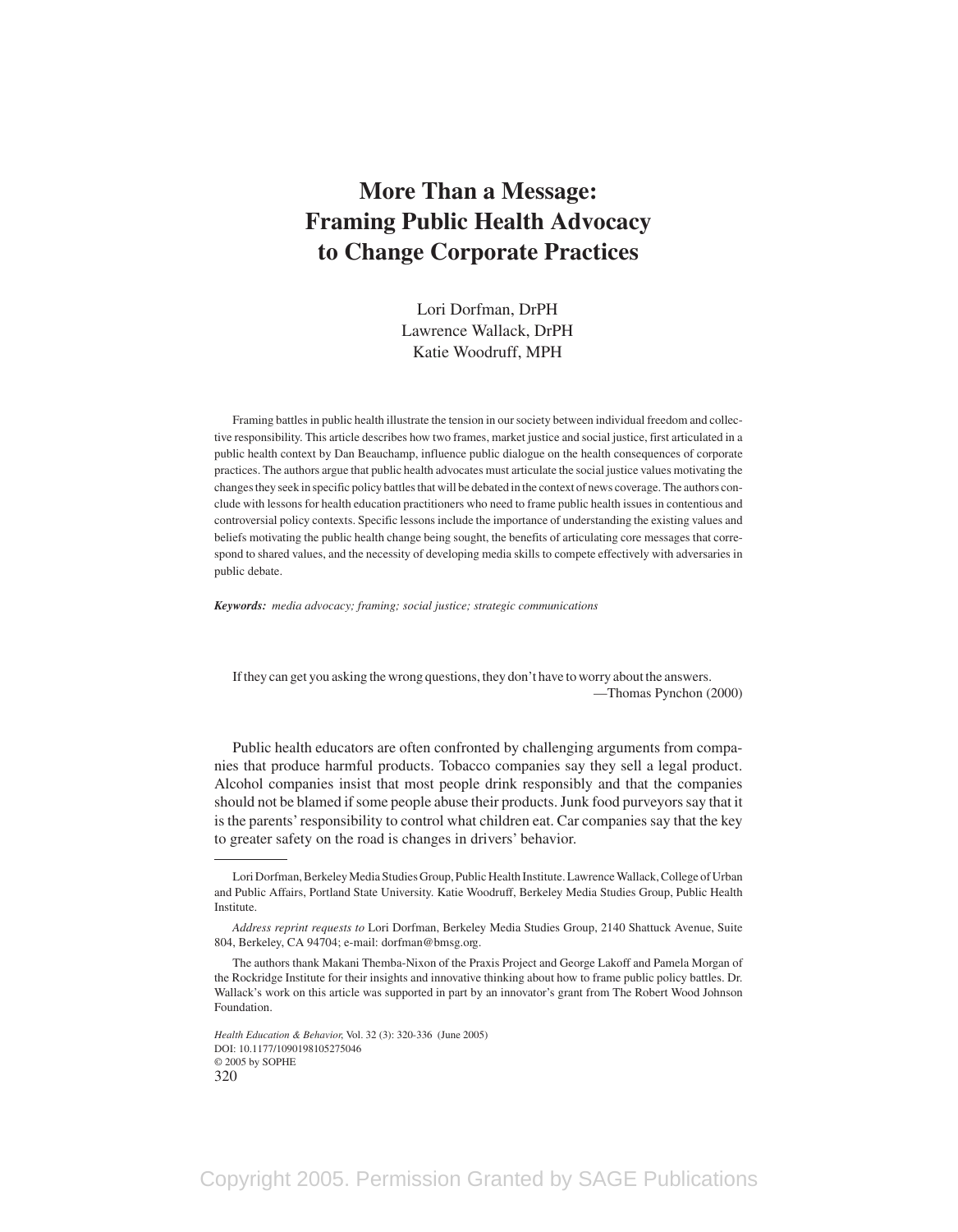# More Than a Message: Framing Public Health Advocacy to Change Corporate Practices

Lori Dorfman, DrPH
Lawrence Wallack, DrPH
Katie Woodruff, MPH

Framing battles in public health illustrate the tension in our society between individual freedom and collective responsibility. This article describes how two frames, market justice and social justice, first articulated in a public health context by Dan Beauchamp, influence public dialogue on the health consequences of corporate practices. The authors argue that public health advocates must articulate the social justice values motivating the changes they seek in specific policy battles that will be debated in the context of news coverage. The authors conclude with lessons for health education practitioners who need to frame public health issues in contentious and controversial policy contexts. Specific lessons include the importance of understanding the existing values and beliefs motivating the public health change being sought, the benefits of articulating core messages that correspond to shared values, and the necessity of developing media skills to compete effectively with adversaries in public debate.

***Keywords:*** *media advocacy; framing; social justice; strategic communications*

> If they can get you asking the wrong questions, they don't have to worry about the answers.
>
> —Thomas Pynchon (2000)

Public health educators are often confronted by challenging arguments from companies that produce harmful products. Tobacco companies say they sell a legal product. Alcohol companies insist that most people drink responsibly and that the companies should not be blamed if some people abuse their products. Junk food purveyors say that it is the parents' responsibility to control what children eat. Car companies say that the key to greater safety on the road is changes in drivers' behavior.

---

Lori Dorfman, Berkeley Media Studies Group, Public Health Institute. Lawrence Wallack, College of Urban and Public Affairs, Portland State University. Katie Woodruff, Berkeley Media Studies Group, Public Health Institute.

*Address reprint requests to* Lori Dorfman, Berkeley Media Studies Group, 2140 Shattuck Avenue, Suite 804, Berkeley, CA 94704; e-mail: dorfman@bmsg.org.

The authors thank Makani Themba-Nixon of the Praxis Project and George Lakoff and Pamela Morgan of the Rockridge Institute for their insights and innovative thinking about how to frame public policy battles. Dr. Wallack's work on this article was supported in part by an innovator's grant from The Robert Wood Johnson Foundation.

*Health Education & Behavior*, Vol. 32 (3): 320-336 (June 2005)
DOI: 10.1177/1090198105275046
© 2005 by SOPHE

Copyright 2005. Permission Granted by SAGE Publications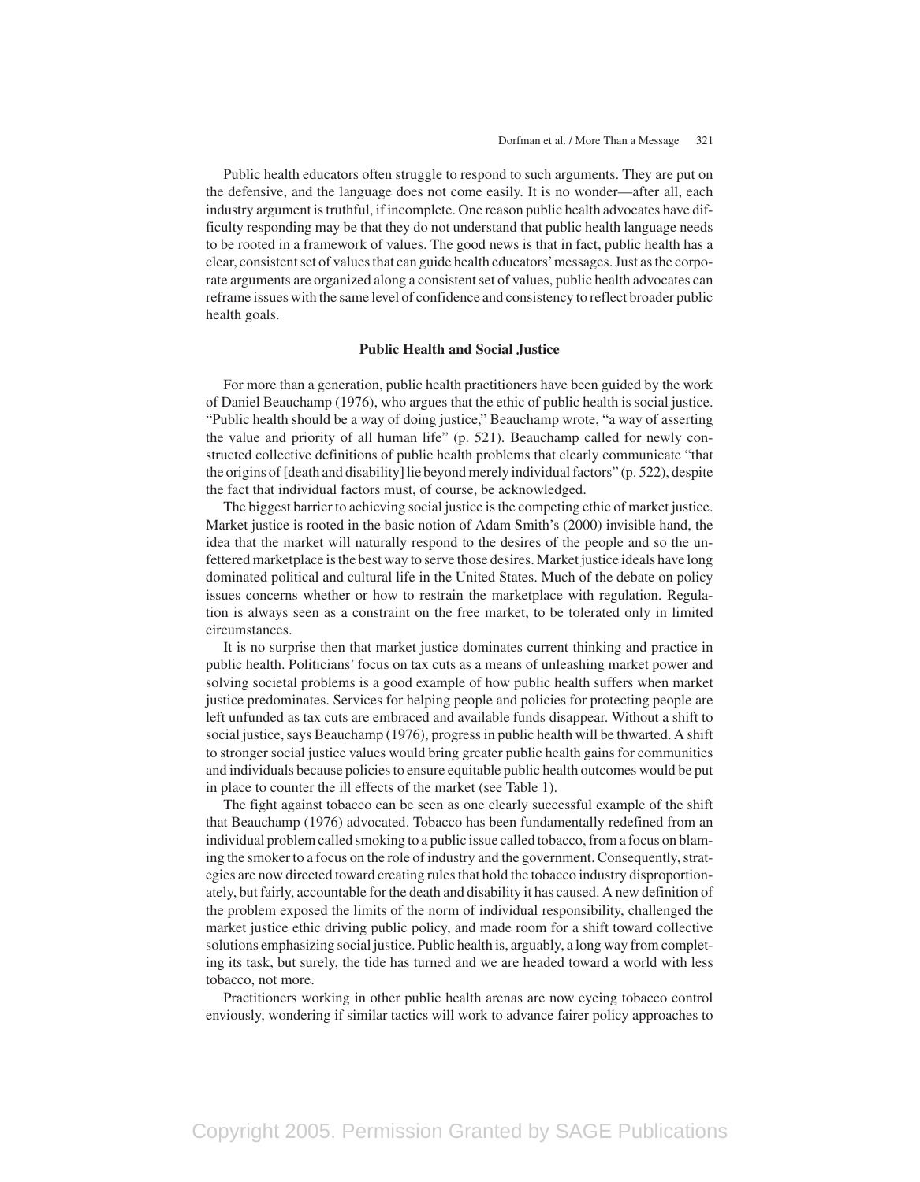Public health educators often struggle to respond to such arguments. They are put on the defensive, and the language does not come easily. It is no wonder—after all, each industry argument is truthful, if incomplete. One reason public health advocates have difficulty responding may be that they do not understand that public health language needs to be rooted in a framework of values. The good news is that in fact, public health has a clear, consistent set of values that can guide health educators' messages. Just as the corporate arguments are organized along a consistent set of values, public health advocates can reframe issues with the same level of confidence and consistency to reflect broader public health goals.

### Public Health and Social Justice

For more than a generation, public health practitioners have been guided by the work of Daniel Beauchamp (1976), who argues that the ethic of public health is social justice. "Public health should be a way of doing justice," Beauchamp wrote, "a way of asserting the value and priority of all human life" (p. 521). Beauchamp called for newly constructed collective definitions of public health problems that clearly communicate "that the origins of [death and disability] lie beyond merely individual factors" (p. 522), despite the fact that individual factors must, of course, be acknowledged.

The biggest barrier to achieving social justice is the competing ethic of market justice. Market justice is rooted in the basic notion of Adam Smith's (2000) invisible hand, the idea that the market will naturally respond to the desires of the people and so the unfettered marketplace is the best way to serve those desires. Market justice ideals have long dominated political and cultural life in the United States. Much of the debate on policy issues concerns whether or how to restrain the marketplace with regulation. Regulation is always seen as a constraint on the free market, to be tolerated only in limited circumstances.

It is no surprise then that market justice dominates current thinking and practice in public health. Politicians' focus on tax cuts as a means of unleashing market power and solving societal problems is a good example of how public health suffers when market justice predominates. Services for helping people and policies for protecting people are left unfunded as tax cuts are embraced and available funds disappear. Without a shift to social justice, says Beauchamp (1976), progress in public health will be thwarted. A shift to stronger social justice values would bring greater public health gains for communities and individuals because policies to ensure equitable public health outcomes would be put in place to counter the ill effects of the market (see Table 1).

The fight against tobacco can be seen as one clearly successful example of the shift that Beauchamp (1976) advocated. Tobacco has been fundamentally redefined from an individual problem called smoking to a public issue called tobacco, from a focus on blaming the smoker to a focus on the role of industry and the government. Consequently, strategies are now directed toward creating rules that hold the tobacco industry disproportionately, but fairly, accountable for the death and disability it has caused. A new definition of the problem exposed the limits of the norm of individual responsibility, challenged the market justice ethic driving public policy, and made room for a shift toward collective solutions emphasizing social justice. Public health is, arguably, a long way from completing its task, but surely, the tide has turned and we are headed toward a world with less tobacco, not more.

Practitioners working in other public health arenas are now eyeing tobacco control enviously, wondering if similar tactics will work to advance fairer policy approaches to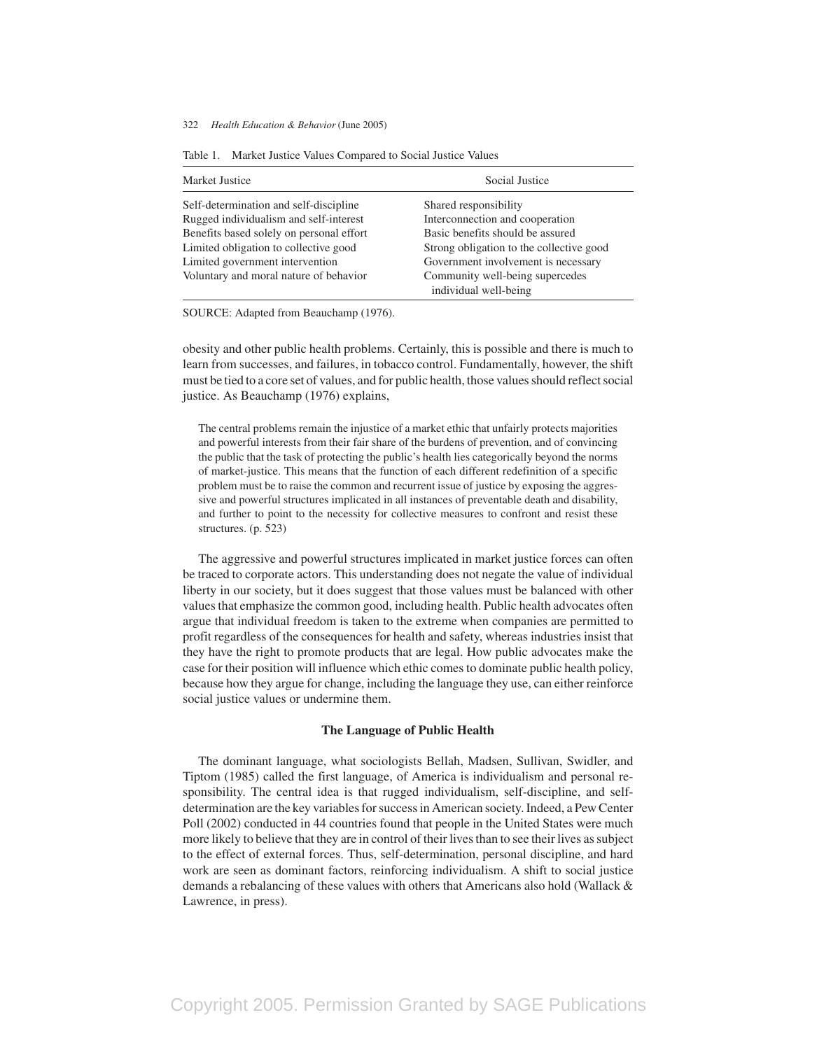Table 1. Market Justice Values Compared to Social Justice Values

| Market Justice | Social Justice |
| --- | --- |
| Self-determination and self-discipline | Shared responsibility |
| Rugged individualism and self-interest | Interconnection and cooperation |
| Benefits based solely on personal effort | Basic benefits should be assured |
| Limited obligation to collective good | Strong obligation to the collective good |
| Limited government intervention | Government involvement is necessary |
| Voluntary and moral nature of behavior | Community well-being supercedes individual well-being |

SOURCE: Adapted from Beauchamp (1976).

obesity and other public health problems. Certainly, this is possible and there is much to learn from successes, and failures, in tobacco control. Fundamentally, however, the shift must be tied to a core set of values, and for public health, those values should reflect social justice. As Beauchamp (1976) explains,

> The central problems remain the injustice of a market ethic that unfairly protects majorities and powerful interests from their fair share of the burdens of prevention, and of convincing the public that the task of protecting the public's health lies categorically beyond the norms of market-justice. This means that the function of each different redefinition of a specific problem must be to raise the common and recurrent issue of justice by exposing the aggressive and powerful structures implicated in all instances of preventable death and disability, and further to point to the necessity for collective measures to confront and resist these structures. (p. 523)

The aggressive and powerful structures implicated in market justice forces can often be traced to corporate actors. This understanding does not negate the value of individual liberty in our society, but it does suggest that those values must be balanced with other values that emphasize the common good, including health. Public health advocates often argue that individual freedom is taken to the extreme when companies are permitted to profit regardless of the consequences for health and safety, whereas industries insist that they have the right to promote products that are legal. How public advocates make the case for their position will influence which ethic comes to dominate public health policy, because how they argue for change, including the language they use, can either reinforce social justice values or undermine them.

## The Language of Public Health

The dominant language, what sociologists Bellah, Madsen, Sullivan, Swidler, and Tiptom (1985) called the first language, of America is individualism and personal responsibility. The central idea is that rugged individualism, self-discipline, and self-determination are the key variables for success in American society. Indeed, a Pew Center Poll (2002) conducted in 44 countries found that people in the United States were much more likely to believe that they are in control of their lives than to see their lives as subject to the effect of external forces. Thus, self-determination, personal discipline, and hard work are seen as dominant factors, reinforcing individualism. A shift to social justice demands a rebalancing of these values with others that Americans also hold (Wallack & Lawrence, in press).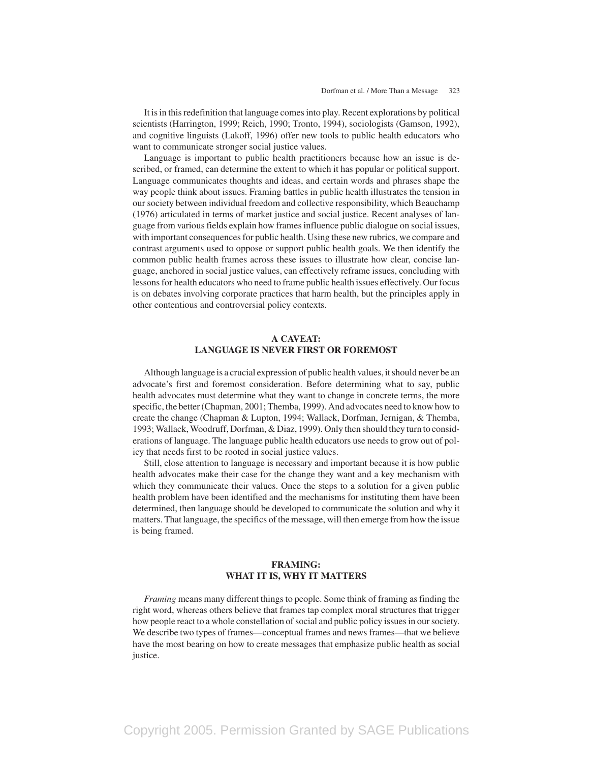It is in this redefinition that language comes into play. Recent explorations by political scientists (Harrington, 1999; Reich, 1990; Tronto, 1994), sociologists (Gamson, 1992), and cognitive linguists (Lakoff, 1996) offer new tools to public health educators who want to communicate stronger social justice values.

Language is important to public health practitioners because how an issue is described, or framed, can determine the extent to which it has popular or political support. Language communicates thoughts and ideas, and certain words and phrases shape the way people think about issues. Framing battles in public health illustrates the tension in our society between individual freedom and collective responsibility, which Beauchamp (1976) articulated in terms of market justice and social justice. Recent analyses of language from various fields explain how frames influence public dialogue on social issues, with important consequences for public health. Using these new rubrics, we compare and contrast arguments used to oppose or support public health goals. We then identify the common public health frames across these issues to illustrate how clear, concise language, anchored in social justice values, can effectively reframe issues, concluding with lessons for health educators who need to frame public health issues effectively. Our focus is on debates involving corporate practices that harm health, but the principles apply in other contentious and controversial policy contexts.

## A CAVEAT: LANGUAGE IS NEVER FIRST OR FOREMOST

Although language is a crucial expression of public health values, it should never be an advocate's first and foremost consideration. Before determining what to say, public health advocates must determine what they want to change in concrete terms, the more specific, the better (Chapman, 2001; Themba, 1999). And advocates need to know how to create the change (Chapman & Lupton, 1994; Wallack, Dorfman, Jernigan, & Themba, 1993; Wallack, Woodruff, Dorfman, & Diaz, 1999). Only then should they turn to considerations of language. The language public health educators use needs to grow out of policy that needs first to be rooted in social justice values.

Still, close attention to language is necessary and important because it is how public health advocates make their case for the change they want and a key mechanism with which they communicate their values. Once the steps to a solution for a given public health problem have been identified and the mechanisms for instituting them have been determined, then language should be developed to communicate the solution and why it matters. That language, the specifics of the message, will then emerge from how the issue is being framed.

## FRAMING: WHAT IT IS, WHY IT MATTERS

*Framing* means many different things to people. Some think of framing as finding the right word, whereas others believe that frames tap complex moral structures that trigger how people react to a whole constellation of social and public policy issues in our society. We describe two types of frames—conceptual frames and news frames—that we believe have the most bearing on how to create messages that emphasize public health as social justice.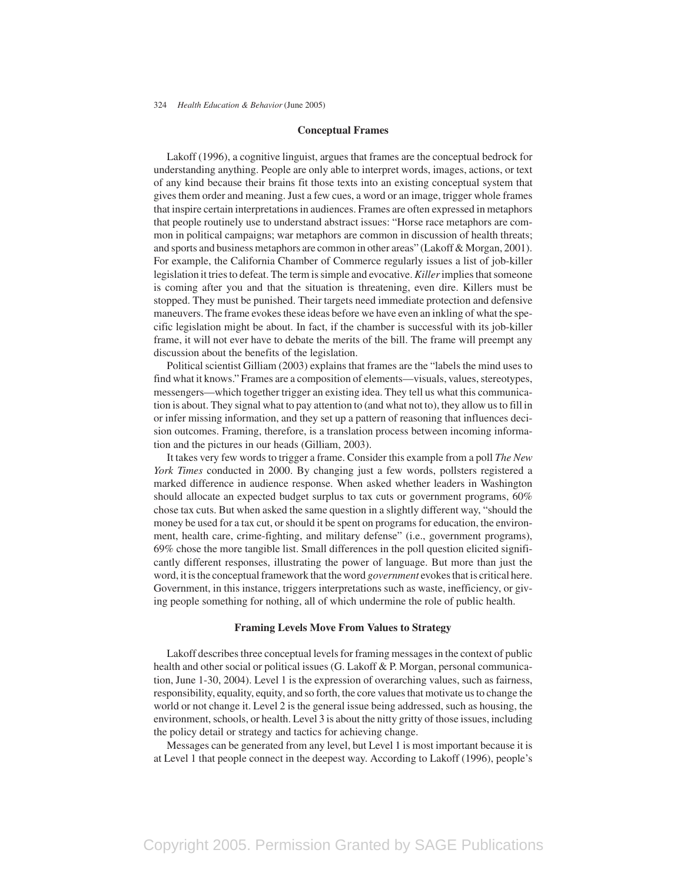### Conceptual Frames

Lakoff (1996), a cognitive linguist, argues that frames are the conceptual bedrock for understanding anything. People are only able to interpret words, images, actions, or text of any kind because their brains fit those texts into an existing conceptual system that gives them order and meaning. Just a few cues, a word or an image, trigger whole frames that inspire certain interpretations in audiences. Frames are often expressed in metaphors that people routinely use to understand abstract issues: "Horse race metaphors are common in political campaigns; war metaphors are common in discussion of health threats; and sports and business metaphors are common in other areas" (Lakoff & Morgan, 2001). For example, the California Chamber of Commerce regularly issues a list of job-killer legislation it tries to defeat. The term is simple and evocative. *Killer* implies that someone is coming after you and that the situation is threatening, even dire. Killers must be stopped. They must be punished. Their targets need immediate protection and defensive maneuvers. The frame evokes these ideas before we have even an inkling of what the specific legislation might be about. In fact, if the chamber is successful with its job-killer frame, it will not ever have to debate the merits of the bill. The frame will preempt any discussion about the benefits of the legislation.

Political scientist Gilliam (2003) explains that frames are the "labels the mind uses to find what it knows." Frames are a composition of elements—visuals, values, stereotypes, messengers—which together trigger an existing idea. They tell us what this communication is about. They signal what to pay attention to (and what not to), they allow us to fill in or infer missing information, and they set up a pattern of reasoning that influences decision outcomes. Framing, therefore, is a translation process between incoming information and the pictures in our heads (Gilliam, 2003).

It takes very few words to trigger a frame. Consider this example from a poll *The New York Times* conducted in 2000. By changing just a few words, pollsters registered a marked difference in audience response. When asked whether leaders in Washington should allocate an expected budget surplus to tax cuts or government programs, 60% chose tax cuts. But when asked the same question in a slightly different way, "should the money be used for a tax cut, or should it be spent on programs for education, the environment, health care, crime-fighting, and military defense" (i.e., government programs), 69% chose the more tangible list. Small differences in the poll question elicited significantly different responses, illustrating the power of language. But more than just the word, it is the conceptual framework that the word *government* evokes that is critical here. Government, in this instance, triggers interpretations such as waste, inefficiency, or giving people something for nothing, all of which undermine the role of public health.

### Framing Levels Move From Values to Strategy

Lakoff describes three conceptual levels for framing messages in the context of public health and other social or political issues (G. Lakoff & P. Morgan, personal communication, June 1-30, 2004). Level 1 is the expression of overarching values, such as fairness, responsibility, equality, equity, and so forth, the core values that motivate us to change the world or not change it. Level 2 is the general issue being addressed, such as housing, the environment, schools, or health. Level 3 is about the nitty gritty of those issues, including the policy detail or strategy and tactics for achieving change.

Messages can be generated from any level, but Level 1 is most important because it is at Level 1 that people connect in the deepest way. According to Lakoff (1996), people's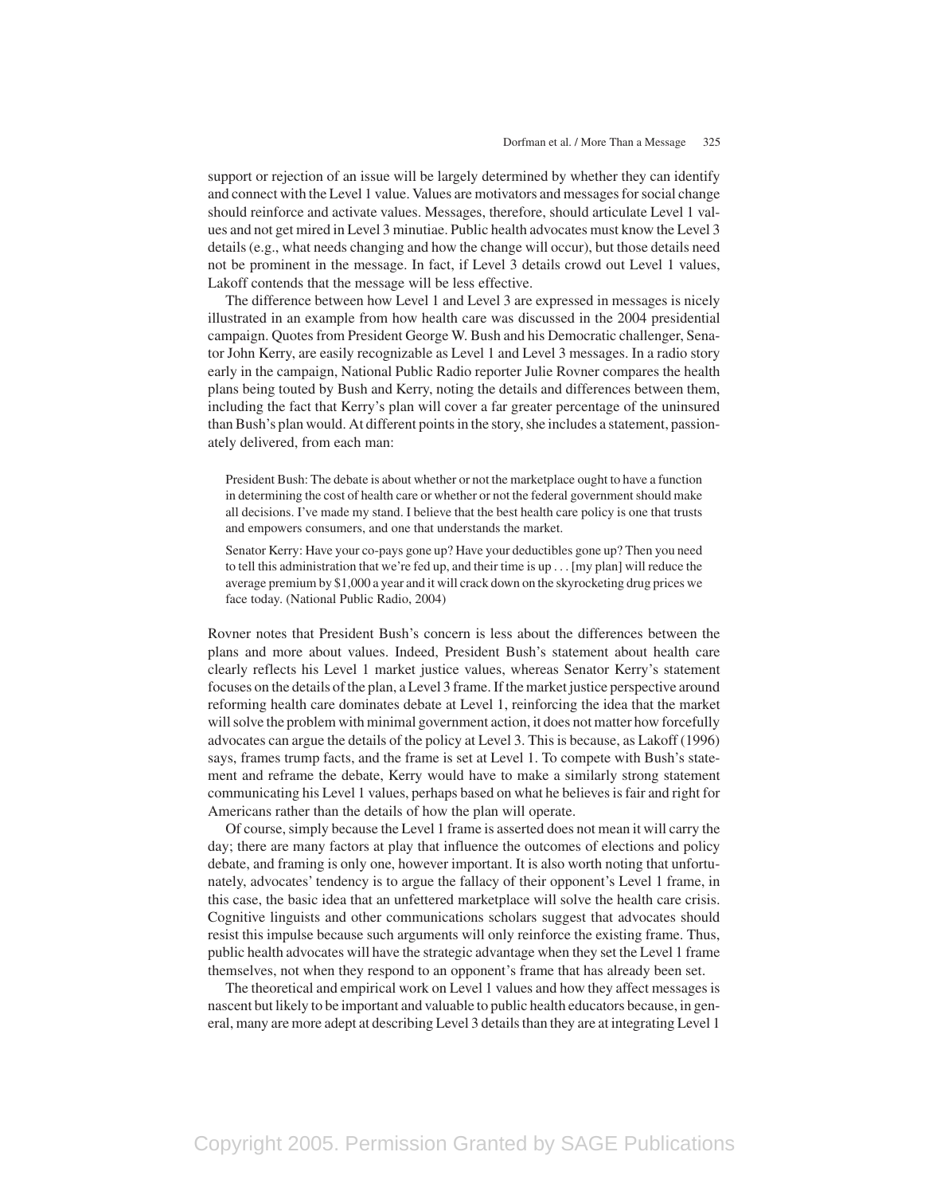support or rejection of an issue will be largely determined by whether they can identify and connect with the Level 1 value. Values are motivators and messages for social change should reinforce and activate values. Messages, therefore, should articulate Level 1 values and not get mired in Level 3 minutiae. Public health advocates must know the Level 3 details (e.g., what needs changing and how the change will occur), but those details need not be prominent in the message. In fact, if Level 3 details crowd out Level 1 values, Lakoff contends that the message will be less effective.

The difference between how Level 1 and Level 3 are expressed in messages is nicely illustrated in an example from how health care was discussed in the 2004 presidential campaign. Quotes from President George W. Bush and his Democratic challenger, Senator John Kerry, are easily recognizable as Level 1 and Level 3 messages. In a radio story early in the campaign, National Public Radio reporter Julie Rovner compares the health plans being touted by Bush and Kerry, noting the details and differences between them, including the fact that Kerry's plan will cover a far greater percentage of the uninsured than Bush's plan would. At different points in the story, she includes a statement, passionately delivered, from each man:

> President Bush: The debate is about whether or not the marketplace ought to have a function in determining the cost of health care or whether or not the federal government should make all decisions. I've made my stand. I believe that the best health care policy is one that trusts and empowers consumers, and one that understands the market.
>
> Senator Kerry: Have your co-pays gone up? Have your deductibles gone up? Then you need to tell this administration that we're fed up, and their time is up . . . [my plan] will reduce the average premium by $1,000 a year and it will crack down on the skyrocketing drug prices we face today. (National Public Radio, 2004)

Rovner notes that President Bush's concern is less about the differences between the plans and more about values. Indeed, President Bush's statement about health care clearly reflects his Level 1 market justice values, whereas Senator Kerry's statement focuses on the details of the plan, a Level 3 frame. If the market justice perspective around reforming health care dominates debate at Level 1, reinforcing the idea that the market will solve the problem with minimal government action, it does not matter how forcefully advocates can argue the details of the policy at Level 3. This is because, as Lakoff (1996) says, frames trump facts, and the frame is set at Level 1. To compete with Bush's statement and reframe the debate, Kerry would have to make a similarly strong statement communicating his Level 1 values, perhaps based on what he believes is fair and right for Americans rather than the details of how the plan will operate.

Of course, simply because the Level 1 frame is asserted does not mean it will carry the day; there are many factors at play that influence the outcomes of elections and policy debate, and framing is only one, however important. It is also worth noting that unfortunately, advocates' tendency is to argue the fallacy of their opponent's Level 1 frame, in this case, the basic idea that an unfettered marketplace will solve the health care crisis. Cognitive linguists and other communications scholars suggest that advocates should resist this impulse because such arguments will only reinforce the existing frame. Thus, public health advocates will have the strategic advantage when they set the Level 1 frame themselves, not when they respond to an opponent's frame that has already been set.

The theoretical and empirical work on Level 1 values and how they affect messages is nascent but likely to be important and valuable to public health educators because, in general, many are more adept at describing Level 3 details than they are at integrating Level 1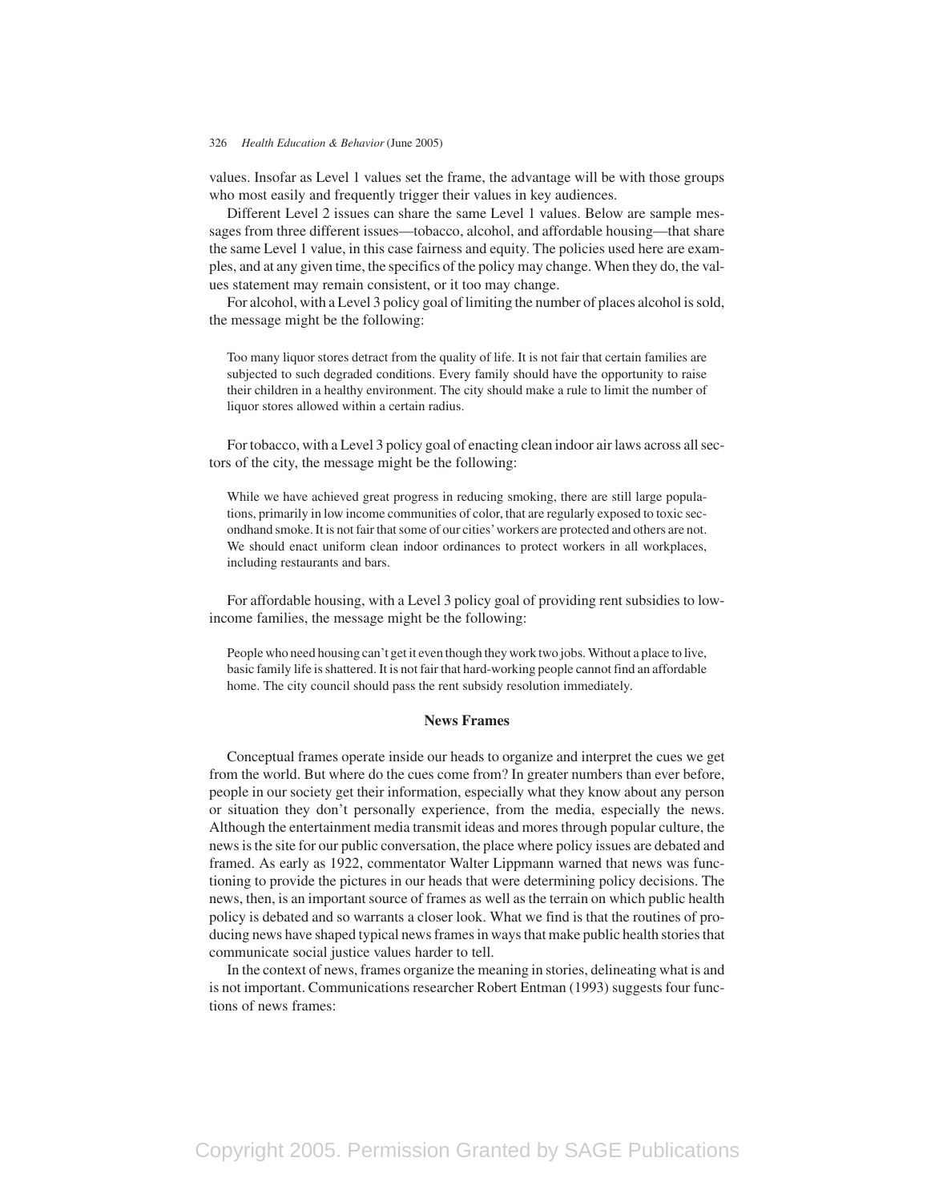values. Insofar as Level 1 values set the frame, the advantage will be with those groups who most easily and frequently trigger their values in key audiences.

Different Level 2 issues can share the same Level 1 values. Below are sample messages from three different issues—tobacco, alcohol, and affordable housing—that share the same Level 1 value, in this case fairness and equity. The policies used here are examples, and at any given time, the specifics of the policy may change. When they do, the values statement may remain consistent, or it too may change.

For alcohol, with a Level 3 policy goal of limiting the number of places alcohol is sold, the message might be the following:

> Too many liquor stores detract from the quality of life. It is not fair that certain families are subjected to such degraded conditions. Every family should have the opportunity to raise their children in a healthy environment. The city should make a rule to limit the number of liquor stores allowed within a certain radius.

For tobacco, with a Level 3 policy goal of enacting clean indoor air laws across all sectors of the city, the message might be the following:

> While we have achieved great progress in reducing smoking, there are still large populations, primarily in low income communities of color, that are regularly exposed to toxic secondhand smoke. It is not fair that some of our cities' workers are protected and others are not. We should enact uniform clean indoor ordinances to protect workers in all workplaces, including restaurants and bars.

For affordable housing, with a Level 3 policy goal of providing rent subsidies to low-income families, the message might be the following:

> People who need housing can't get it even though they work two jobs. Without a place to live, basic family life is shattered. It is not fair that hard-working people cannot find an affordable home. The city council should pass the rent subsidy resolution immediately.

### News Frames

Conceptual frames operate inside our heads to organize and interpret the cues we get from the world. But where do the cues come from? In greater numbers than ever before, people in our society get their information, especially what they know about any person or situation they don't personally experience, from the media, especially the news. Although the entertainment media transmit ideas and mores through popular culture, the news is the site for our public conversation, the place where policy issues are debated and framed. As early as 1922, commentator Walter Lippmann warned that news was functioning to provide the pictures in our heads that were determining policy decisions. The news, then, is an important source of frames as well as the terrain on which public health policy is debated and so warrants a closer look. What we find is that the routines of producing news have shaped typical news frames in ways that make public health stories that communicate social justice values harder to tell.

In the context of news, frames organize the meaning in stories, delineating what is and is not important. Communications researcher Robert Entman (1993) suggests four functions of news frames: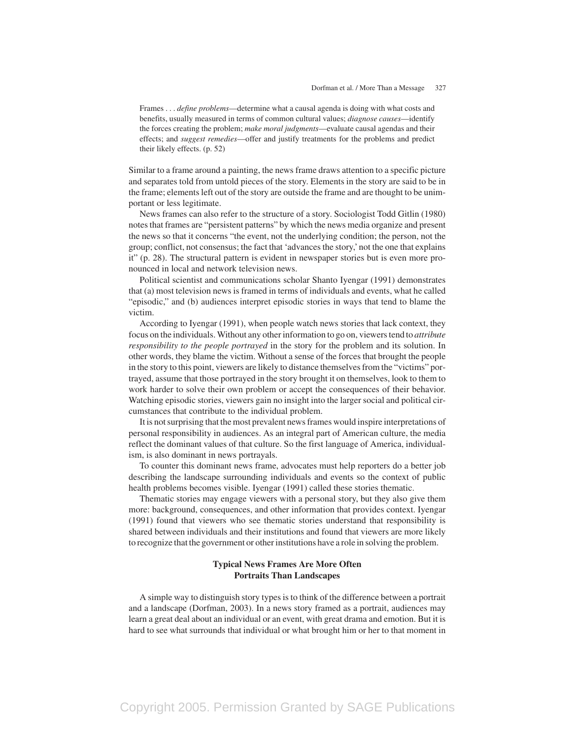> Frames . . . *define problems*—determine what a causal agenda is doing with what costs and benefits, usually measured in terms of common cultural values; *diagnose causes*—identify the forces creating the problem; *make moral judgments*—evaluate causal agendas and their effects; and *suggest remedies*—offer and justify treatments for the problems and predict their likely effects. (p. 52)

Similar to a frame around a painting, the news frame draws attention to a specific picture and separates told from untold pieces of the story. Elements in the story are said to be in the frame; elements left out of the story are outside the frame and are thought to be unimportant or less legitimate.

News frames can also refer to the structure of a story. Sociologist Todd Gitlin (1980) notes that frames are "persistent patterns" by which the news media organize and present the news so that it concerns "the event, not the underlying condition; the person, not the group; conflict, not consensus; the fact that 'advances the story,' not the one that explains it" (p. 28). The structural pattern is evident in newspaper stories but is even more pronounced in local and network television news.

Political scientist and communications scholar Shanto Iyengar (1991) demonstrates that (a) most television news is framed in terms of individuals and events, what he called "episodic," and (b) audiences interpret episodic stories in ways that tend to blame the victim.

According to Iyengar (1991), when people watch news stories that lack context, they focus on the individuals. Without any other information to go on, viewers tend to *attribute responsibility to the people portrayed* in the story for the problem and its solution. In other words, they blame the victim. Without a sense of the forces that brought the people in the story to this point, viewers are likely to distance themselves from the "victims" portrayed, assume that those portrayed in the story brought it on themselves, look to them to work harder to solve their own problem or accept the consequences of their behavior. Watching episodic stories, viewers gain no insight into the larger social and political circumstances that contribute to the individual problem.

It is not surprising that the most prevalent news frames would inspire interpretations of personal responsibility in audiences. As an integral part of American culture, the media reflect the dominant values of that culture. So the first language of America, individualism, is also dominant in news portrayals.

To counter this dominant news frame, advocates must help reporters do a better job describing the landscape surrounding individuals and events so the context of public health problems becomes visible. Iyengar (1991) called these stories thematic.

Thematic stories may engage viewers with a personal story, but they also give them more: background, consequences, and other information that provides context. Iyengar (1991) found that viewers who see thematic stories understand that responsibility is shared between individuals and their institutions and found that viewers are more likely to recognize that the government or other institutions have a role in solving the problem.

## Typical News Frames Are More Often Portraits Than Landscapes

A simple way to distinguish story types is to think of the difference between a portrait and a landscape (Dorfman, 2003). In a news story framed as a portrait, audiences may learn a great deal about an individual or an event, with great drama and emotion. But it is hard to see what surrounds that individual or what brought him or her to that moment in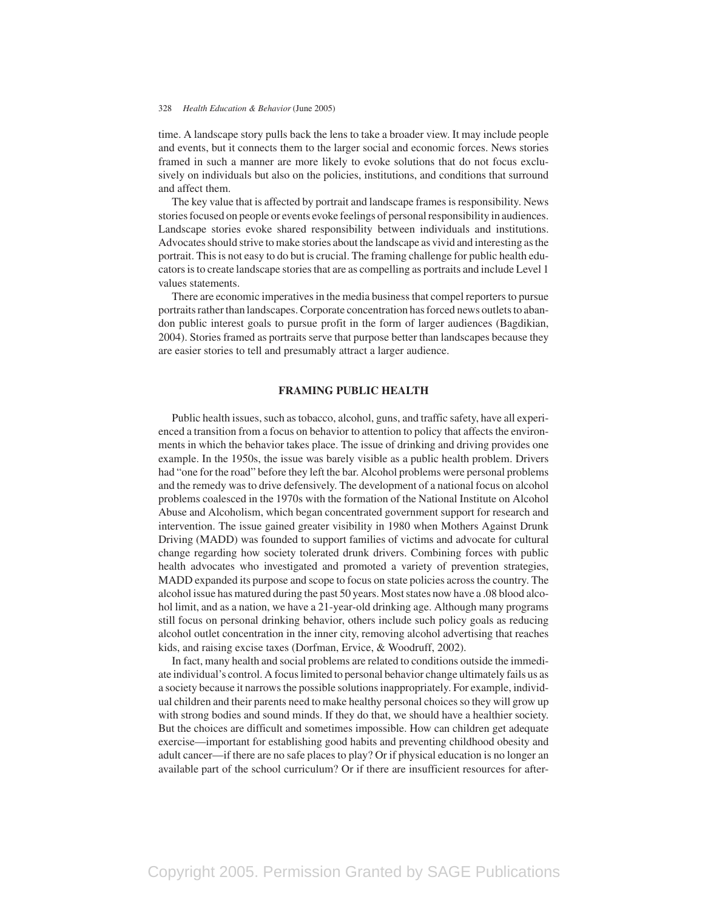time. A landscape story pulls back the lens to take a broader view. It may include people and events, but it connects them to the larger social and economic forces. News stories framed in such a manner are more likely to evoke solutions that do not focus exclusively on individuals but also on the policies, institutions, and conditions that surround and affect them.

The key value that is affected by portrait and landscape frames is responsibility. News stories focused on people or events evoke feelings of personal responsibility in audiences. Landscape stories evoke shared responsibility between individuals and institutions. Advocates should strive to make stories about the landscape as vivid and interesting as the portrait. This is not easy to do but is crucial. The framing challenge for public health educators is to create landscape stories that are as compelling as portraits and include Level 1 values statements.

There are economic imperatives in the media business that compel reporters to pursue portraits rather than landscapes. Corporate concentration has forced news outlets to abandon public interest goals to pursue profit in the form of larger audiences (Bagdikian, 2004). Stories framed as portraits serve that purpose better than landscapes because they are easier stories to tell and presumably attract a larger audience.

## FRAMING PUBLIC HEALTH

Public health issues, such as tobacco, alcohol, guns, and traffic safety, have all experienced a transition from a focus on behavior to attention to policy that affects the environments in which the behavior takes place. The issue of drinking and driving provides one example. In the 1950s, the issue was barely visible as a public health problem. Drivers had "one for the road" before they left the bar. Alcohol problems were personal problems and the remedy was to drive defensively. The development of a national focus on alcohol problems coalesced in the 1970s with the formation of the National Institute on Alcohol Abuse and Alcoholism, which began concentrated government support for research and intervention. The issue gained greater visibility in 1980 when Mothers Against Drunk Driving (MADD) was founded to support families of victims and advocate for cultural change regarding how society tolerated drunk drivers. Combining forces with public health advocates who investigated and promoted a variety of prevention strategies, MADD expanded its purpose and scope to focus on state policies across the country. The alcohol issue has matured during the past 50 years. Most states now have a .08 blood alcohol limit, and as a nation, we have a 21-year-old drinking age. Although many programs still focus on personal drinking behavior, others include such policy goals as reducing alcohol outlet concentration in the inner city, removing alcohol advertising that reaches kids, and raising excise taxes (Dorfman, Ervice, & Woodruff, 2002).

In fact, many health and social problems are related to conditions outside the immediate individual's control. A focus limited to personal behavior change ultimately fails us as a society because it narrows the possible solutions inappropriately. For example, individual children and their parents need to make healthy personal choices so they will grow up with strong bodies and sound minds. If they do that, we should have a healthier society. But the choices are difficult and sometimes impossible. How can children get adequate exercise—important for establishing good habits and preventing childhood obesity and adult cancer—if there are no safe places to play? Or if physical education is no longer an available part of the school curriculum? Or if there are insufficient resources for after-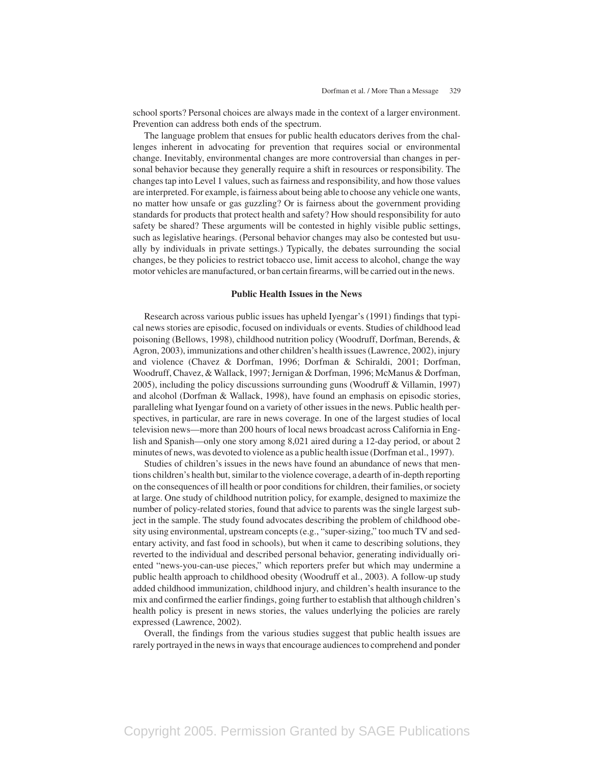school sports? Personal choices are always made in the context of a larger environment. Prevention can address both ends of the spectrum.

The language problem that ensues for public health educators derives from the challenges inherent in advocating for prevention that requires social or environmental change. Inevitably, environmental changes are more controversial than changes in personal behavior because they generally require a shift in resources or responsibility. The changes tap into Level 1 values, such as fairness and responsibility, and how those values are interpreted. For example, is fairness about being able to choose any vehicle one wants, no matter how unsafe or gas guzzling? Or is fairness about the government providing standards for products that protect health and safety? How should responsibility for auto safety be shared? These arguments will be contested in highly visible public settings, such as legislative hearings. (Personal behavior changes may also be contested but usually by individuals in private settings.) Typically, the debates surrounding the social changes, be they policies to restrict tobacco use, limit access to alcohol, change the way motor vehicles are manufactured, or ban certain firearms, will be carried out in the news.

### Public Health Issues in the News

Research across various public issues has upheld Iyengar's (1991) findings that typical news stories are episodic, focused on individuals or events. Studies of childhood lead poisoning (Bellows, 1998), childhood nutrition policy (Woodruff, Dorfman, Berends, & Agron, 2003), immunizations and other children's health issues (Lawrence, 2002), injury and violence (Chavez & Dorfman, 1996; Dorfman & Schiraldi, 2001; Dorfman, Woodruff, Chavez, & Wallack, 1997; Jernigan & Dorfman, 1996; McManus & Dorfman, 2005), including the policy discussions surrounding guns (Woodruff & Villamin, 1997) and alcohol (Dorfman & Wallack, 1998), have found an emphasis on episodic stories, paralleling what Iyengar found on a variety of other issues in the news. Public health perspectives, in particular, are rare in news coverage. In one of the largest studies of local television news—more than 200 hours of local news broadcast across California in English and Spanish—only one story among 8,021 aired during a 12-day period, or about 2 minutes of news, was devoted to violence as a public health issue (Dorfman et al., 1997).

Studies of children's issues in the news have found an abundance of news that mentions children's health but, similar to the violence coverage, a dearth of in-depth reporting on the consequences of ill health or poor conditions for children, their families, or society at large. One study of childhood nutrition policy, for example, designed to maximize the number of policy-related stories, found that advice to parents was the single largest subject in the sample. The study found advocates describing the problem of childhood obesity using environmental, upstream concepts (e.g., "super-sizing," too much TV and sedentary activity, and fast food in schools), but when it came to describing solutions, they reverted to the individual and described personal behavior, generating individually oriented "news-you-can-use pieces," which reporters prefer but which may undermine a public health approach to childhood obesity (Woodruff et al., 2003). A follow-up study added childhood immunization, childhood injury, and children's health insurance to the mix and confirmed the earlier findings, going further to establish that although children's health policy is present in news stories, the values underlying the policies are rarely expressed (Lawrence, 2002).

Overall, the findings from the various studies suggest that public health issues are rarely portrayed in the news in ways that encourage audiences to comprehend and ponder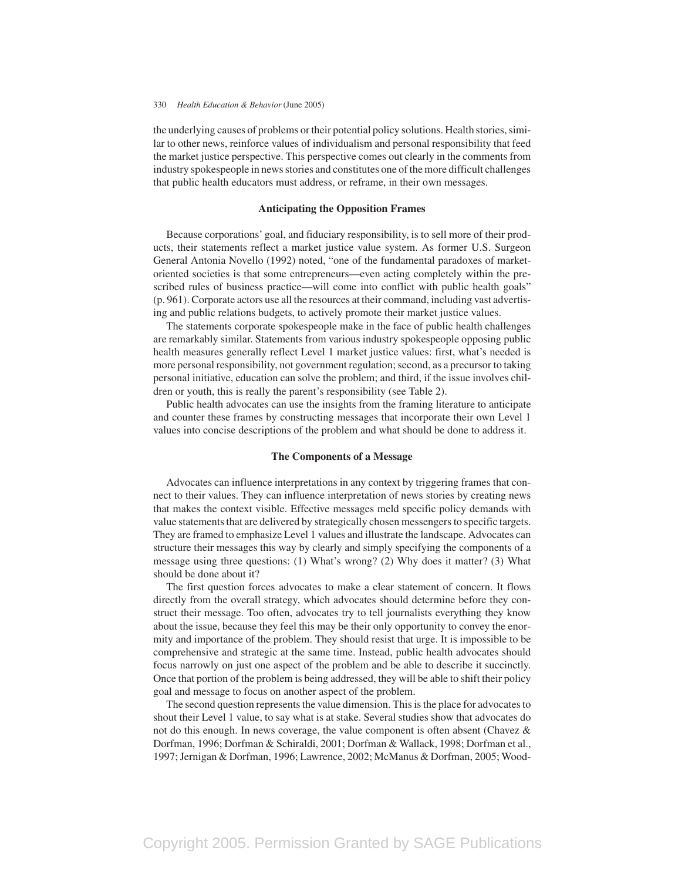the underlying causes of problems or their potential policy solutions. Health stories, similar to other news, reinforce values of individualism and personal responsibility that feed the market justice perspective. This perspective comes out clearly in the comments from industry spokespeople in news stories and constitutes one of the more difficult challenges that public health educators must address, or reframe, in their own messages.

## Anticipating the Opposition Frames

Because corporations' goal, and fiduciary responsibility, is to sell more of their products, their statements reflect a market justice value system. As former U.S. Surgeon General Antonia Novello (1992) noted, "one of the fundamental paradoxes of market-oriented societies is that some entrepreneurs—even acting completely within the prescribed rules of business practice—will come into conflict with public health goals" (p. 961). Corporate actors use all the resources at their command, including vast advertising and public relations budgets, to actively promote their market justice values.

The statements corporate spokespeople make in the face of public health challenges are remarkably similar. Statements from various industry spokespeople opposing public health measures generally reflect Level 1 market justice values: first, what's needed is more personal responsibility, not government regulation; second, as a precursor to taking personal initiative, education can solve the problem; and third, if the issue involves children or youth, this is really the parent's responsibility (see Table 2).

Public health advocates can use the insights from the framing literature to anticipate and counter these frames by constructing messages that incorporate their own Level 1 values into concise descriptions of the problem and what should be done to address it.

## The Components of a Message

Advocates can influence interpretations in any context by triggering frames that connect to their values. They can influence interpretation of news stories by creating news that makes the context visible. Effective messages meld specific policy demands with value statements that are delivered by strategically chosen messengers to specific targets. They are framed to emphasize Level 1 values and illustrate the landscape. Advocates can structure their messages this way by clearly and simply specifying the components of a message using three questions: (1) What's wrong? (2) Why does it matter? (3) What should be done about it?

The first question forces advocates to make a clear statement of concern. It flows directly from the overall strategy, which advocates should determine before they construct their message. Too often, advocates try to tell journalists everything they know about the issue, because they feel this may be their only opportunity to convey the enormity and importance of the problem. They should resist that urge. It is impossible to be comprehensive and strategic at the same time. Instead, public health advocates should focus narrowly on just one aspect of the problem and be able to describe it succinctly. Once that portion of the problem is being addressed, they will be able to shift their policy goal and message to focus on another aspect of the problem.

The second question represents the value dimension. This is the place for advocates to shout their Level 1 value, to say what is at stake. Several studies show that advocates do not do this enough. In news coverage, the value component is often absent (Chavez & Dorfman, 1996; Dorfman & Schiraldi, 2001; Dorfman & Wallack, 1998; Dorfman et al., 1997; Jernigan & Dorfman, 1996; Lawrence, 2002; McManus & Dorfman, 2005; Wood-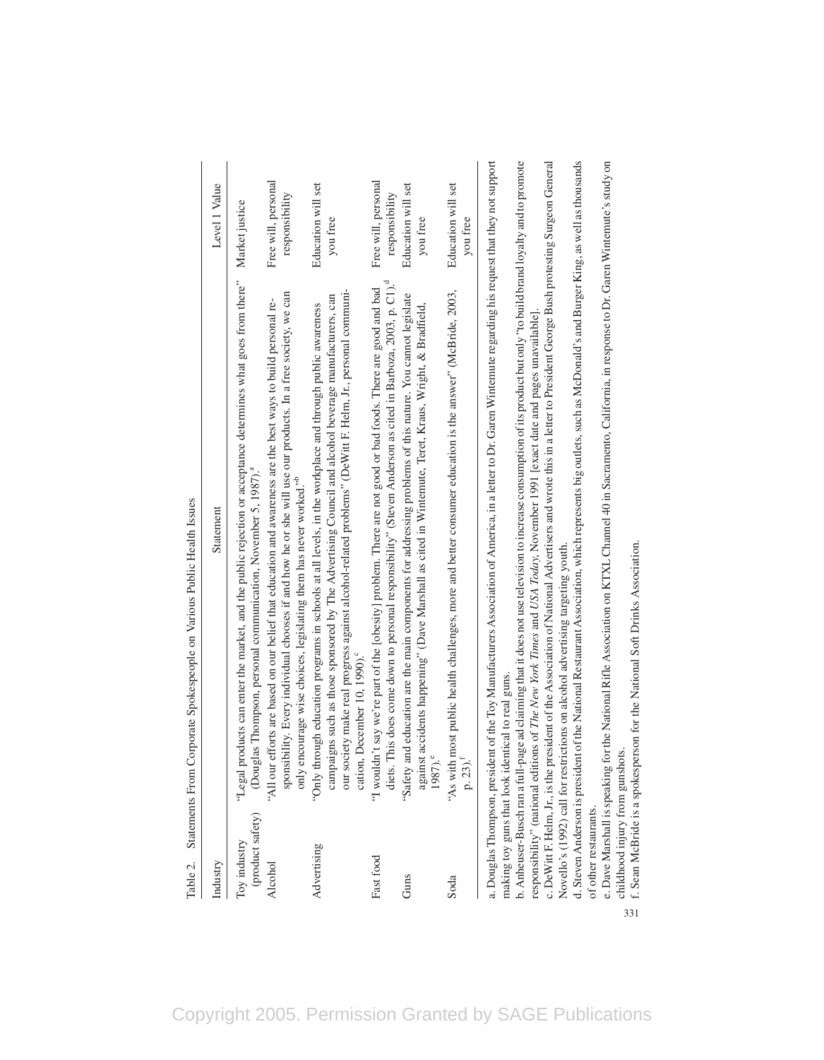Table 2. Statements From Corporate Spokespeople on Various Public Health Issues

| Industry | Statement | Level 1 Value |
|---|---|---|
| Toy industry (product safety) | "Legal products can enter the market, and the public rejection or acceptance determines what goes from there" (Douglas Thompson, personal communication, November 5, 1987).[a] | Market justice |
| Alcohol | "All our efforts are based on our belief that education and awareness are the best ways to build personal responsibility. Every individual chooses if and how he or she will use our products. In a free society, we can only encourage wise choices, legislating them has never worked."[b] | Free will, personal responsibility |
| Advertising | "Only through education programs in schools at all levels, in the workplace and through public awareness campaigns such as those sponsored by The Advertising Council and alcohol beverage manufacturers, can our society make real progress against alcohol-related problems" (DeWitt F. Helm, Jr., personal communication, December 10, 1990).[c] | Education will set you free |
| Fast food | "I wouldn't say we're part of the [obesity] problem. There are not good or bad foods. There are good and bad diets. This does come down to personal responsibility" (Steven Anderson as cited in Barboza, 2003, p. C1).[d] | Free will, personal responsibility |
| Guns | "Safety and education are the main components for addressing problems of this nature. You cannot legislate against accidents happening" (Dave Marshall as cited in Wintemute, Teret, Kraus, Wright, & Bradfield, 1987).[e] | Education will set you free |
| Soda | "As with most public health challenges, more and better consumer education is the answer" (McBride, 2003, p. 23).[f] | Education will set you free |

a. Douglas Thompson, president of the Toy Manufacturers Association of America, in a letter to Dr. Garen Wintemute regarding his request that they not support making toy guns that look identical to real guns.

b. Anheuser-Busch ran a full-page ad claiming that it does not use television to increase consumption of its product but only "to build brand loyalty and to promote responsibility" (national editions of *The New York Times* and *USA Today*, November 1991 [exact date and pages unavailable].

c. DeWitt F. Helm, Jr., is the president of the Association of National Advertisers and wrote this in a letter to President George Bush protesting Surgeon General Novello's (1992) call for restrictions on alcohol advertising targeting youth.

d. Steven Anderson is president of the National Restaurant Association, which represents big outlets, such as McDonald's and Burger King, as well as thousands of other restaurants.

e. Dave Marshall is speaking for the National Rifle Association on KTXL Channel 40 in Sacramento, California, in response to Dr. Garen Wintemute's study on childhood injury from gunshots.

f. Sean McBride is a spokesperson for the National Soft Drinks Association.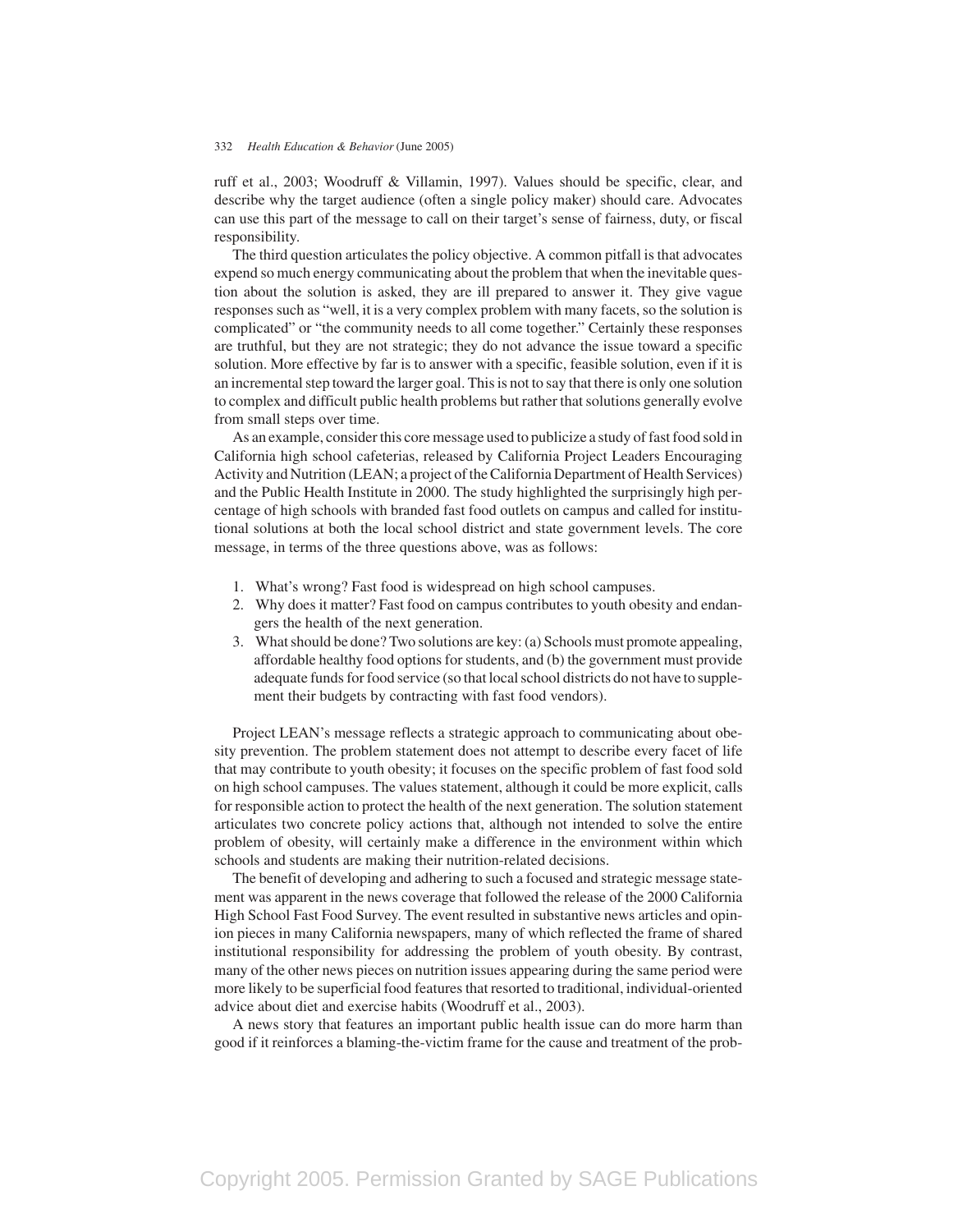ruff et al., 2003; Woodruff & Villamin, 1997). Values should be specific, clear, and describe why the target audience (often a single policy maker) should care. Advocates can use this part of the message to call on their target's sense of fairness, duty, or fiscal responsibility.

The third question articulates the policy objective. A common pitfall is that advocates expend so much energy communicating about the problem that when the inevitable question about the solution is asked, they are ill prepared to answer it. They give vague responses such as "well, it is a very complex problem with many facets, so the solution is complicated" or "the community needs to all come together." Certainly these responses are truthful, but they are not strategic; they do not advance the issue toward a specific solution. More effective by far is to answer with a specific, feasible solution, even if it is an incremental step toward the larger goal. This is not to say that there is only one solution to complex and difficult public health problems but rather that solutions generally evolve from small steps over time.

As an example, consider this core message used to publicize a study of fast food sold in California high school cafeterias, released by California Project Leaders Encouraging Activity and Nutrition (LEAN; a project of the California Department of Health Services) and the Public Health Institute in 2000. The study highlighted the surprisingly high percentage of high schools with branded fast food outlets on campus and called for institutional solutions at both the local school district and state government levels. The core message, in terms of the three questions above, was as follows:

1. What's wrong? Fast food is widespread on high school campuses.
2. Why does it matter? Fast food on campus contributes to youth obesity and endangers the health of the next generation.
3. What should be done? Two solutions are key: (a) Schools must promote appealing, affordable healthy food options for students, and (b) the government must provide adequate funds for food service (so that local school districts do not have to supplement their budgets by contracting with fast food vendors).

Project LEAN's message reflects a strategic approach to communicating about obesity prevention. The problem statement does not attempt to describe every facet of life that may contribute to youth obesity; it focuses on the specific problem of fast food sold on high school campuses. The values statement, although it could be more explicit, calls for responsible action to protect the health of the next generation. The solution statement articulates two concrete policy actions that, although not intended to solve the entire problem of obesity, will certainly make a difference in the environment within which schools and students are making their nutrition-related decisions.

The benefit of developing and adhering to such a focused and strategic message statement was apparent in the news coverage that followed the release of the 2000 California High School Fast Food Survey. The event resulted in substantive news articles and opinion pieces in many California newspapers, many of which reflected the frame of shared institutional responsibility for addressing the problem of youth obesity. By contrast, many of the other news pieces on nutrition issues appearing during the same period were more likely to be superficial food features that resorted to traditional, individual-oriented advice about diet and exercise habits (Woodruff et al., 2003).

A news story that features an important public health issue can do more harm than good if it reinforces a blaming-the-victim frame for the cause and treatment of the prob-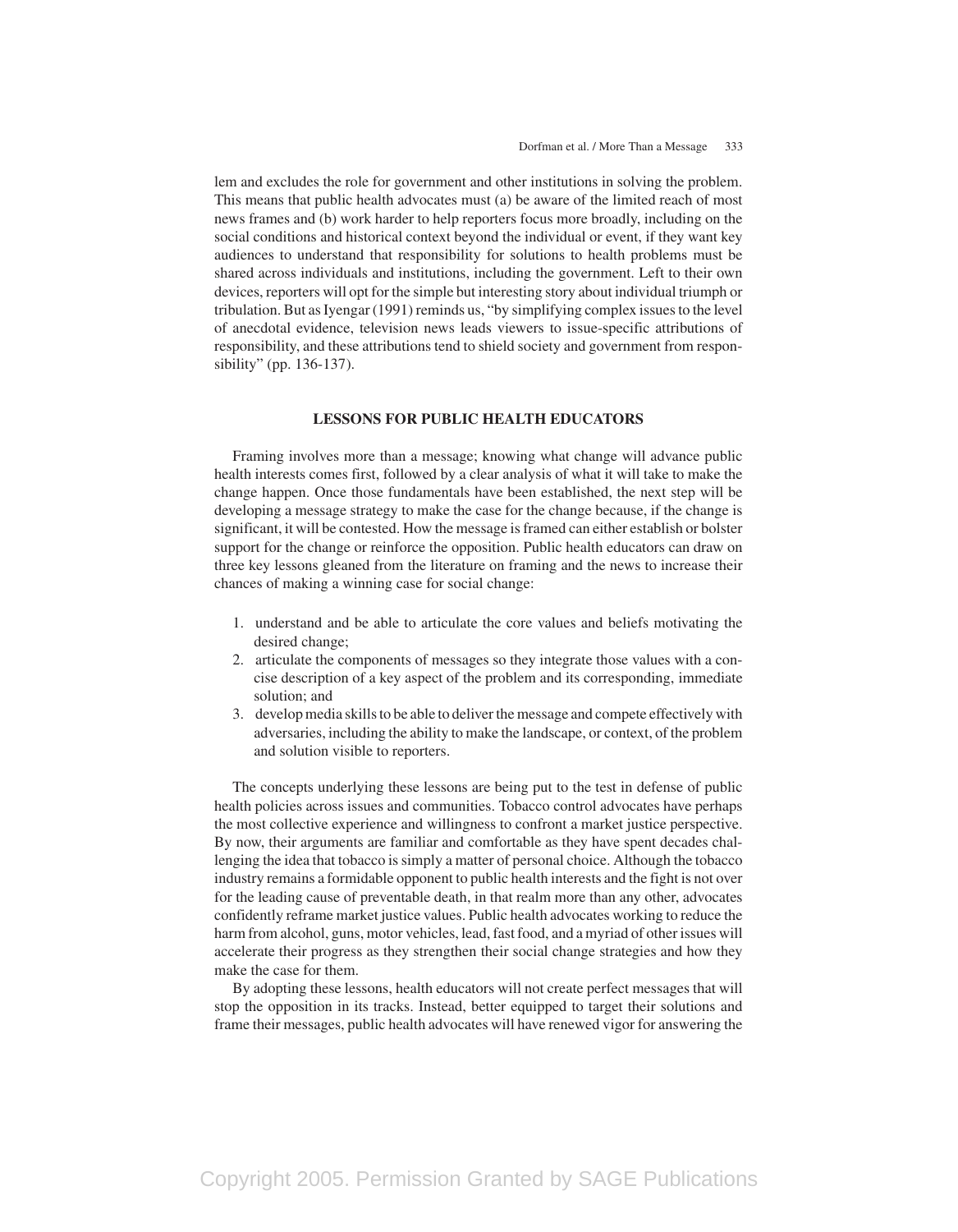lem and excludes the role for government and other institutions in solving the problem. This means that public health advocates must (a) be aware of the limited reach of most news frames and (b) work harder to help reporters focus more broadly, including on the social conditions and historical context beyond the individual or event, if they want key audiences to understand that responsibility for solutions to health problems must be shared across individuals and institutions, including the government. Left to their own devices, reporters will opt for the simple but interesting story about individual triumph or tribulation. But as Iyengar (1991) reminds us, "by simplifying complex issues to the level of anecdotal evidence, television news leads viewers to issue-specific attributions of responsibility, and these attributions tend to shield society and government from responsibility" (pp. 136-137).

## LESSONS FOR PUBLIC HEALTH EDUCATORS

Framing involves more than a message; knowing what change will advance public health interests comes first, followed by a clear analysis of what it will take to make the change happen. Once those fundamentals have been established, the next step will be developing a message strategy to make the case for the change because, if the change is significant, it will be contested. How the message is framed can either establish or bolster support for the change or reinforce the opposition. Public health educators can draw on three key lessons gleaned from the literature on framing and the news to increase their chances of making a winning case for social change:

1. understand and be able to articulate the core values and beliefs motivating the desired change;
2. articulate the components of messages so they integrate those values with a concise description of a key aspect of the problem and its corresponding, immediate solution; and
3. develop media skills to be able to deliver the message and compete effectively with adversaries, including the ability to make the landscape, or context, of the problem and solution visible to reporters.

The concepts underlying these lessons are being put to the test in defense of public health policies across issues and communities. Tobacco control advocates have perhaps the most collective experience and willingness to confront a market justice perspective. By now, their arguments are familiar and comfortable as they have spent decades challenging the idea that tobacco is simply a matter of personal choice. Although the tobacco industry remains a formidable opponent to public health interests and the fight is not over for the leading cause of preventable death, in that realm more than any other, advocates confidently reframe market justice values. Public health advocates working to reduce the harm from alcohol, guns, motor vehicles, lead, fast food, and a myriad of other issues will accelerate their progress as they strengthen their social change strategies and how they make the case for them.

By adopting these lessons, health educators will not create perfect messages that will stop the opposition in its tracks. Instead, better equipped to target their solutions and frame their messages, public health advocates will have renewed vigor for answering the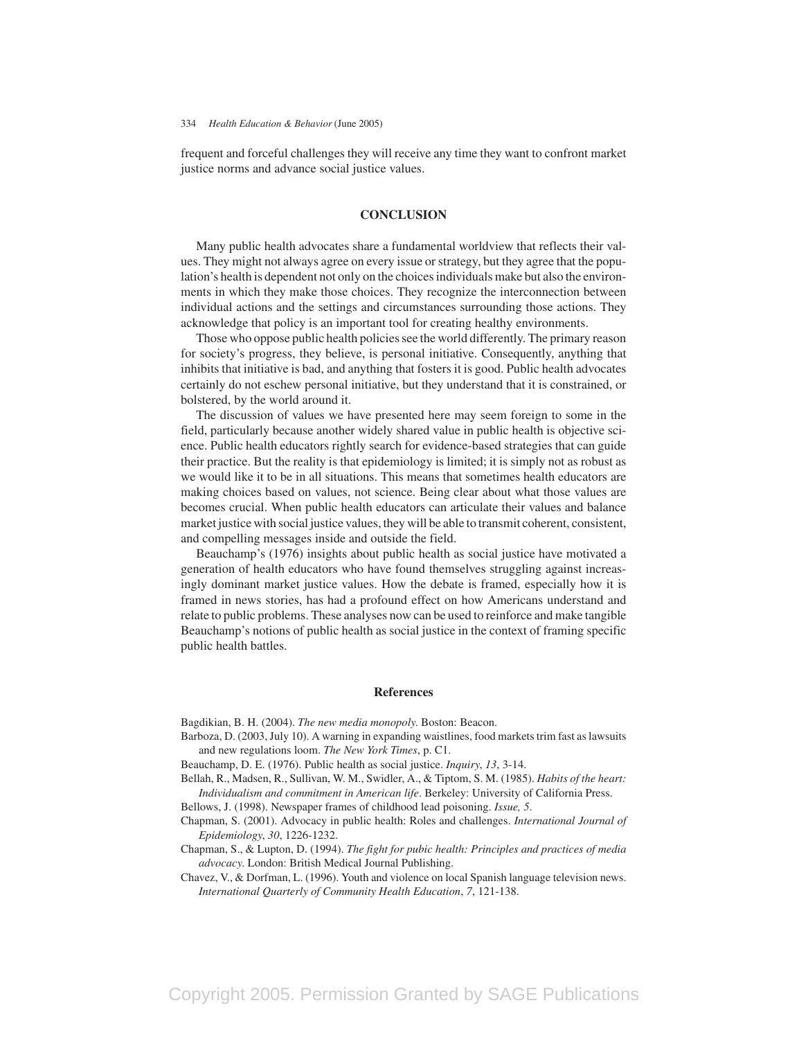frequent and forceful challenges they will receive any time they want to confront market justice norms and advance social justice values.

## CONCLUSION

Many public health advocates share a fundamental worldview that reflects their values. They might not always agree on every issue or strategy, but they agree that the population's health is dependent not only on the choices individuals make but also the environments in which they make those choices. They recognize the interconnection between individual actions and the settings and circumstances surrounding those actions. They acknowledge that policy is an important tool for creating healthy environments.

Those who oppose public health policies see the world differently. The primary reason for society's progress, they believe, is personal initiative. Consequently, anything that inhibits that initiative is bad, and anything that fosters it is good. Public health advocates certainly do not eschew personal initiative, but they understand that it is constrained, or bolstered, by the world around it.

The discussion of values we have presented here may seem foreign to some in the field, particularly because another widely shared value in public health is objective science. Public health educators rightly search for evidence-based strategies that can guide their practice. But the reality is that epidemiology is limited; it is simply not as robust as we would like it to be in all situations. This means that sometimes health educators are making choices based on values, not science. Being clear about what those values are becomes crucial. When public health educators can articulate their values and balance market justice with social justice values, they will be able to transmit coherent, consistent, and compelling messages inside and outside the field.

Beauchamp's (1976) insights about public health as social justice have motivated a generation of health educators who have found themselves struggling against increasingly dominant market justice values. How the debate is framed, especially how it is framed in news stories, has had a profound effect on how Americans understand and relate to public problems. These analyses now can be used to reinforce and make tangible Beauchamp's notions of public health as social justice in the context of framing specific public health battles.

### References

Bagdikian, B. H. (2004). *The new media monopoly*. Boston: Beacon.

Barboza, D. (2003, July 10). A warning in expanding waistlines, food markets trim fast as lawsuits and new regulations loom. *The New York Times*, p. C1.

Beauchamp, D. E. (1976). Public health as social justice. *Inquiry*, *13*, 3-14.

Bellah, R., Madsen, R., Sullivan, W. M., Swidler, A., & Tiptom, S. M. (1985). *Habits of the heart: Individualism and commitment in American life*. Berkeley: University of California Press.

Bellows, J. (1998). Newspaper frames of childhood lead poisoning. *Issue, 5*.

Chapman, S. (2001). Advocacy in public health: Roles and challenges. *International Journal of Epidemiology*, *30*, 1226-1232.

Chapman, S., & Lupton, D. (1994). *The fight for pubic health: Principles and practices of media advocacy*. London: British Medical Journal Publishing.

Chavez, V., & Dorfman, L. (1996). Youth and violence on local Spanish language television news. *International Quarterly of Community Health Education*, *7*, 121-138.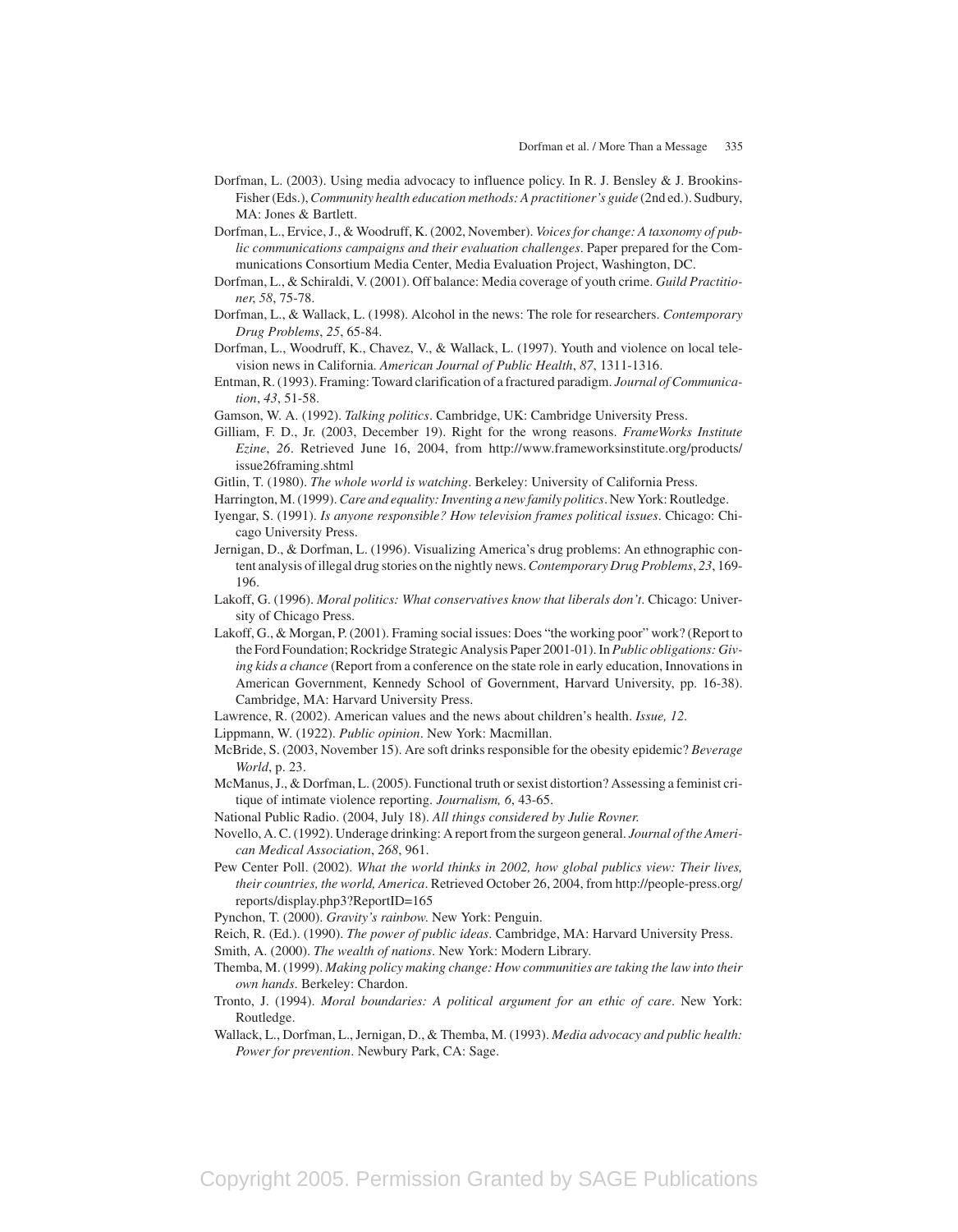Dorfman, L. (2003). Using media advocacy to influence policy. In R. J. Bensley & J. Brookins-Fisher (Eds.), *Community health education methods: A practitioner's guide* (2nd ed.). Sudbury, MA: Jones & Bartlett.

Dorfman, L., Ervice, J., & Woodruff, K. (2002, November). *Voices for change: A taxonomy of public communications campaigns and their evaluation challenges*. Paper prepared for the Communications Consortium Media Center, Media Evaluation Project, Washington, DC.

Dorfman, L., & Schiraldi, V. (2001). Off balance: Media coverage of youth crime. *Guild Practitioner, 58*, 75-78.

Dorfman, L., & Wallack, L. (1998). Alcohol in the news: The role for researchers. *Contemporary Drug Problems*, *25*, 65-84.

Dorfman, L., Woodruff, K., Chavez, V., & Wallack, L. (1997). Youth and violence on local television news in California. *American Journal of Public Health*, *87*, 1311-1316.

Entman, R. (1993). Framing: Toward clarification of a fractured paradigm. *Journal of Communication*, *43*, 51-58.

Gamson, W. A. (1992). *Talking politics*. Cambridge, UK: Cambridge University Press.

Gilliam, F. D., Jr. (2003, December 19). Right for the wrong reasons. *FrameWorks Institute Ezine*, *26*. Retrieved June 16, 2004, from http://www.frameworksinstitute.org/products/issue26framing.shtml

Gitlin, T. (1980). *The whole world is watching*. Berkeley: University of California Press.

Harrington, M. (1999). *Care and equality: Inventing a new family politics*. New York: Routledge.

Iyengar, S. (1991). *Is anyone responsible? How television frames political issues*. Chicago: Chicago University Press.

Jernigan, D., & Dorfman, L. (1996). Visualizing America's drug problems: An ethnographic content analysis of illegal drug stories on the nightly news. *Contemporary Drug Problems*, *23*, 169-196.

Lakoff, G. (1996). *Moral politics: What conservatives know that liberals don't*. Chicago: University of Chicago Press.

Lakoff, G., & Morgan, P. (2001). Framing social issues: Does "the working poor" work? (Report to the Ford Foundation; Rockridge Strategic Analysis Paper 2001-01). In *Public obligations: Giving kids a chance* (Report from a conference on the state role in early education, Innovations in American Government, Kennedy School of Government, Harvard University, pp. 16-38). Cambridge, MA: Harvard University Press.

Lawrence, R. (2002). American values and the news about children's health. *Issue, 12*.

Lippmann, W. (1922). *Public opinion*. New York: Macmillan.

McBride, S. (2003, November 15). Are soft drinks responsible for the obesity epidemic? *Beverage World*, p. 23.

McManus, J., & Dorfman, L. (2005). Functional truth or sexist distortion? Assessing a feminist critique of intimate violence reporting. *Journalism, 6*, 43-65.

National Public Radio. (2004, July 18). *All things considered by Julie Rovner.*

Novello, A. C. (1992). Underage drinking: A report from the surgeon general. *Journal of the American Medical Association*, *268*, 961.

Pew Center Poll. (2002). *What the world thinks in 2002, how global publics view: Their lives, their countries, the world, America*. Retrieved October 26, 2004, from http://people-press.org/reports/display.php3?ReportID=165

Pynchon, T. (2000). *Gravity's rainbow.* New York: Penguin.

Reich, R. (Ed.). (1990). *The power of public ideas*. Cambridge, MA: Harvard University Press.

Smith, A. (2000). *The wealth of nations*. New York: Modern Library.

Themba, M. (1999). *Making policy making change: How communities are taking the law into their own hands*. Berkeley: Chardon.

Tronto, J. (1994). *Moral boundaries: A political argument for an ethic of care*. New York: Routledge.

Wallack, L., Dorfman, L., Jernigan, D., & Themba, M. (1993). *Media advocacy and public health: Power for prevention*. Newbury Park, CA: Sage.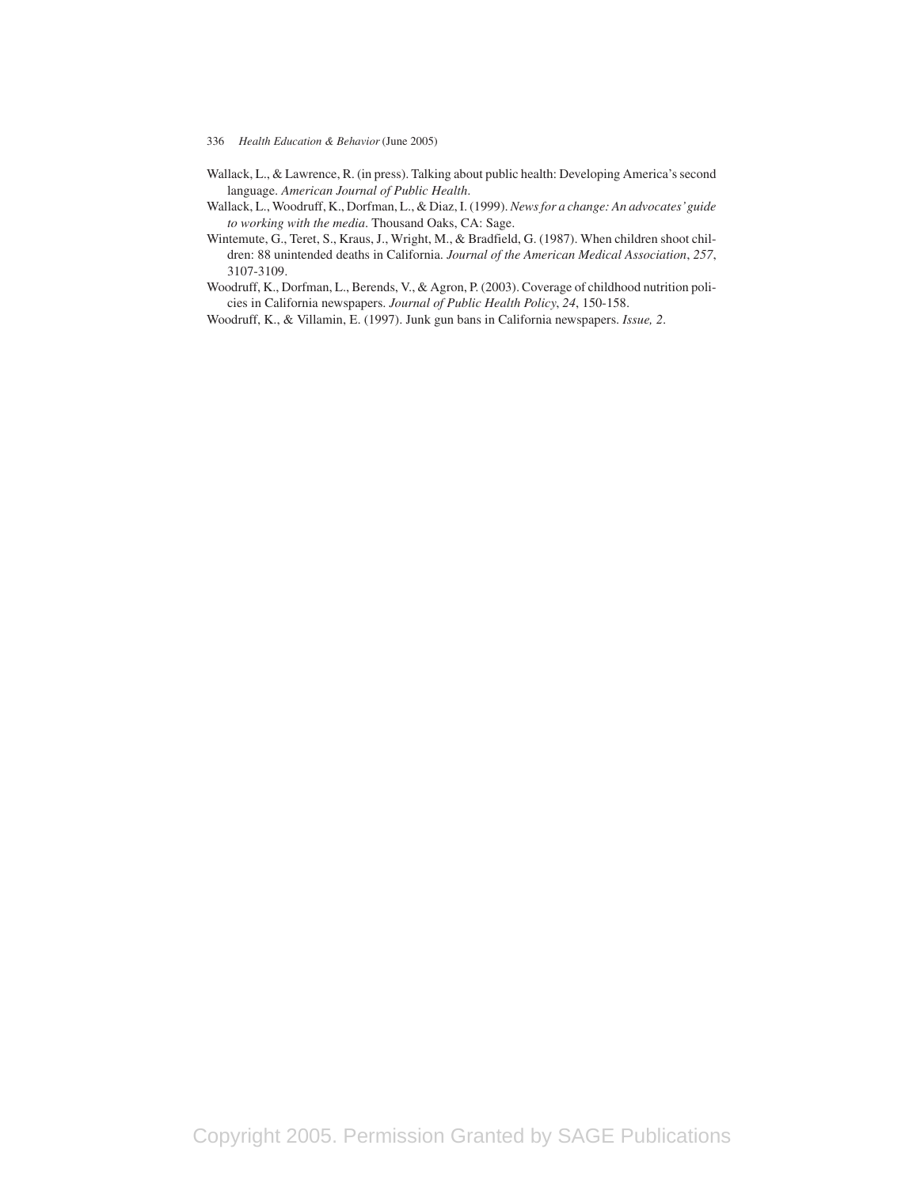Wallack, L., & Lawrence, R. (in press). Talking about public health: Developing America's second language. *American Journal of Public Health*.

Wallack, L., Woodruff, K., Dorfman, L., & Diaz, I. (1999). *News for a change: An advocates' guide to working with the media*. Thousand Oaks, CA: Sage.

Wintemute, G., Teret, S., Kraus, J., Wright, M., & Bradfield, G. (1987). When children shoot children: 88 unintended deaths in California. *Journal of the American Medical Association*, *257*, 3107-3109.

Woodruff, K., Dorfman, L., Berends, V., & Agron, P. (2003). Coverage of childhood nutrition policies in California newspapers. *Journal of Public Health Policy*, *24*, 150-158.

Woodruff, K., & Villamin, E. (1997). Junk gun bans in California newspapers. *Issue, 2*.

Copyright 2005. Permission Granted by SAGE Publications